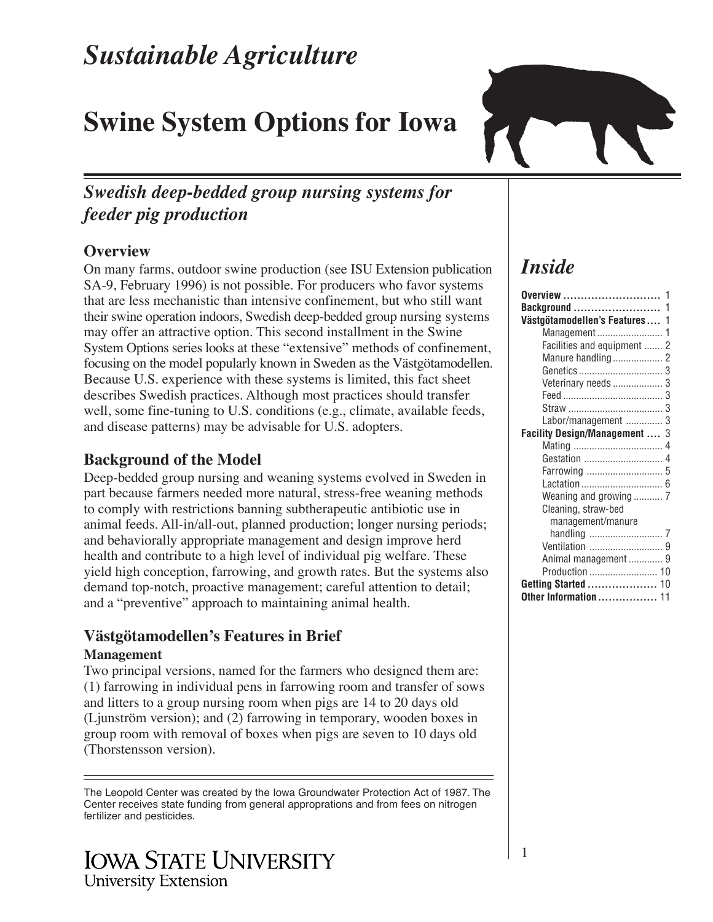# Sustainable Agriculture

# Swine System Options for Iowa

## *Swedish deep-bedded group nursing systems for feeder pig production*

### Overview

On many farms, outdoor swine production (see ISU Extension publication SA-9, February 1996) is not possible. For producers who favor systems that are less mechanistic than intensive confinement, but who still want their swine operation indoors, Swedish deep-bedded group nursing systems may offer an attractive option. This second installment in the Swine System Options series looks at these "extensive" methods of confinement, focusing on the model popularly known in Sweden as the Västgötamodellen. Because U.S. experience with these systems is limited, this fact sheet describes Swedish practices. Although most practices should transfer well, some fine-tuning to U.S. conditions (e.g., climate, available feeds, and disease patterns) may be advisable for U.S. adopters.

### Background of the Model

Deep-bedded group nursing and weaning systems evolved in Sweden in part because farmers needed more natural, stress-free weaning methods to comply with restrictions banning subtherapeutic antibiotic use in animal feeds. All-in/all-out, planned production; longer nursing periods; and behaviorally appropriate management and design improve herd health and contribute to a high level of individual pig welfare. These yield high conception, farrowing, and growth rates. But the systems also demand top-notch, proactive management; careful attention to detail; and a "preventive" approach to maintaining animal health.

### Västgötamodellen's Features in Brief

#### Management

Two principal versions, named for the farmers who designed them are: (1) farrowing in individual pens in farrowing room and transfer of sows and litters to a group nursing room when pigs are 14 to 20 days old (Ljunström version); and (2) farrowing in temporary, wooden boxes in group room with removal of boxes when pigs are seven to 10 days old (Thorstensson version).

The Leopold Center was created by the Iowa Groundwater Protection Act of 1987. The Center receives state funding from general appropriations and from fees on nitrogen fertilizer and pesticides.

## *Inside*

**Overview** ........ 1
**Background** ........ 1
**Västgötamodellen's Features** ........ 1
- Management ........ 1
- Facilities and equipment ........ 2
- Manure handling ........ 2
- Genetics ........ 3
- Veterinary needs ........ 3
- Feed ........ 3
- Straw ........ 3
- Labor/management ........ 3

**Facility Design/Management** ........ 3
- Mating ........ 4
- Gestation ........ 4
- Farrowing ........ 5
- Lactation ........ 6
- Weaning and growing ........ 7
- Cleaning, straw-bed management/manure handling ........ 7
- Ventilation ........ 9
- Animal management ........ 9
- Production ........ 10

**Getting Started** ........ 10
**Other Information** ........ 11

IOWA STATE UNIVERSITY
University Extension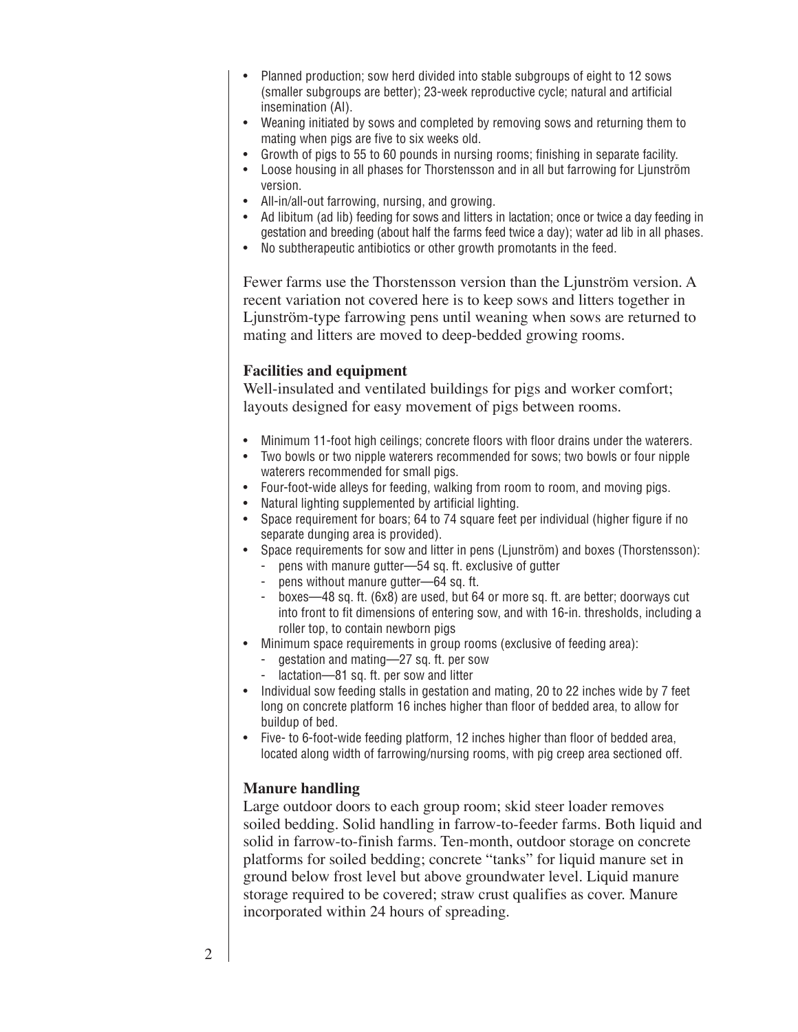- Planned production; sow herd divided into stable subgroups of eight to 12 sows (smaller subgroups are better); 23-week reproductive cycle; natural and artificial insemination (AI).
- Weaning initiated by sows and completed by removing sows and returning them to mating when pigs are five to six weeks old.
- Growth of pigs to 55 to 60 pounds in nursing rooms; finishing in separate facility.
- Loose housing in all phases for Thorstensson and in all but farrowing for Ljunström version.
- All-in/all-out farrowing, nursing, and growing.
- Ad libitum (ad lib) feeding for sows and litters in lactation; once or twice a day feeding in gestation and breeding (about half the farms feed twice a day); water ad lib in all phases.
- No subtherapeutic antibiotics or other growth promotants in the feed.

Fewer farms use the Thorstensson version than the Ljunström version. A recent variation not covered here is to keep sows and litters together in Ljunström-type farrowing pens until weaning when sows are returned to mating and litters are moved to deep-bedded growing rooms.

**Facilities and equipment**

Well-insulated and ventilated buildings for pigs and worker comfort; layouts designed for easy movement of pigs between rooms.

- Minimum 11-foot high ceilings; concrete floors with floor drains under the waterers.
- Two bowls or two nipple waterers recommended for sows; two bowls or four nipple waterers recommended for small pigs.
- Four-foot-wide alleys for feeding, walking from room to room, and moving pigs.
- Natural lighting supplemented by artificial lighting.
- Space requirement for boars; 64 to 74 square feet per individual (higher figure if no separate dunging area is provided).
- Space requirements for sow and litter in pens (Ljunström) and boxes (Thorstensson):
  - pens with manure gutter—54 sq. ft. exclusive of gutter
  - pens without manure gutter—64 sq. ft.
  - boxes—48 sq. ft. (6x8) are used, but 64 or more sq. ft. are better; doorways cut into front to fit dimensions of entering sow, and with 16-in. thresholds, including a roller top, to contain newborn pigs
- Minimum space requirements in group rooms (exclusive of feeding area):
  - gestation and mating—27 sq. ft. per sow
  - lactation—81 sq. ft. per sow and litter
- Individual sow feeding stalls in gestation and mating, 20 to 22 inches wide by 7 feet long on concrete platform 16 inches higher than floor of bedded area, to allow for buildup of bed.
- Five- to 6-foot-wide feeding platform, 12 inches higher than floor of bedded area, located along width of farrowing/nursing rooms, with pig creep area sectioned off.

**Manure handling**

Large outdoor doors to each group room; skid steer loader removes soiled bedding. Solid handling in farrow-to-feeder farms. Both liquid and solid in farrow-to-finish farms. Ten-month, outdoor storage on concrete platforms for soiled bedding; concrete "tanks" for liquid manure set in ground below frost level but above groundwater level. Liquid manure storage required to be covered; straw crust qualifies as cover. Manure incorporated within 24 hours of spreading.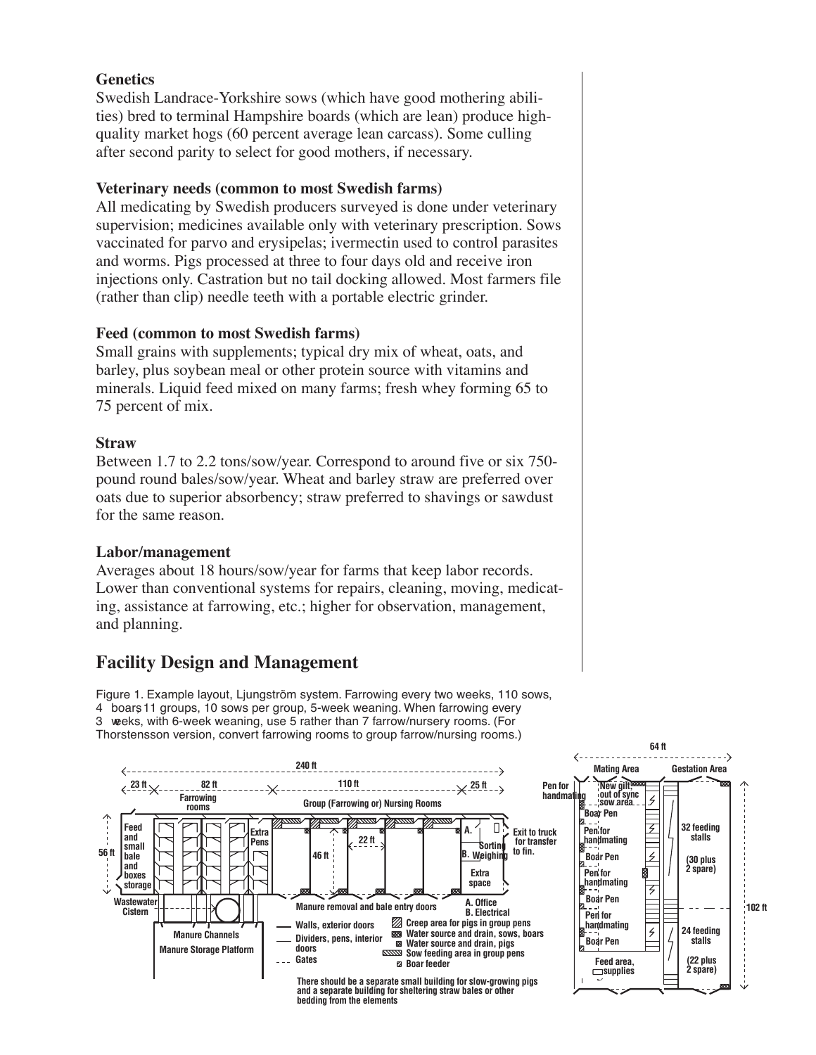### Genetics

Swedish Landrace-Yorkshire sows (which have good mothering abilities) bred to terminal Hampshire boards (which are lean) produce high-quality market hogs (60 percent average lean carcass). Some culling after second parity to select for good mothers, if necessary.

### Veterinary needs (common to most Swedish farms)

All medicating by Swedish producers surveyed is done under veterinary supervision; medicines available only with veterinary prescription. Sows vaccinated for parvo and erysipelas; ivermectin used to control parasites and worms. Pigs processed at three to four days old and receive iron injections only. Castration but no tail docking allowed. Most farmers file (rather than clip) needle teeth with a portable electric grinder.

### Feed (common to most Swedish farms)

Small grains with supplements; typical dry mix of wheat, oats, and barley, plus soybean meal or other protein source with vitamins and minerals. Liquid feed mixed on many farms; fresh whey forming 65 to 75 percent of mix.

### Straw

Between 1.7 to 2.2 tons/sow/year. Correspond to around five or six 750-pound round bales/sow/year. Wheat and barley straw are preferred over oats due to superior absorbency; straw preferred to shavings or sawdust for the same reason.

### Labor/management

Averages about 18 hours/sow/year for farms that keep labor records. Lower than conventional systems for repairs, cleaning, moving, medicating, assistance at farrowing, etc.; higher for observation, management, and planning.

## Facility Design and Management

Figure 1. Example layout, Ljungström system. Farrowing every two weeks, 110 sows, 4 boars, 11 groups, 10 sows per group, 5-week weaning. When farrowing every 3 weeks, with 6-week weaning, use 5 rather than 7 farrow/nursery rooms. (For Thorstensson version, convert farrowing rooms to group farrow/nursing rooms.)

240 ft; 23 ft; 82 ft; 110 ft; 25 ft; 56 ft; 46 ft; 22 ft; 64 ft; 102 ft

Feed and small bale and boxes storage; Farrowing rooms; Extra Pens; Group (Farrowing or) Nursing Rooms; A. Office; B. Electrical; Sorting Weighing; Extra space; Exit to truck for transfer to fin.; Wastewater Cistern; Manure Channels; Manure Storage Platform; Manure removal and bale entry doors

Mating Area; Gestation Area; Pen for handmating; New gilt, out of sync sow area; Boar Pen; Pen for handmating; Boar Pen; Pen for handmating; Boar Pen; Pen for handmating; Boar Pen; Feed area, supplies; 32 feeding stalls (30 plus 2 spare); 24 feeding stalls (22 plus 2 spare)

Walls, exterior doors; Dividers, pens, interior doors; Gates; Creep area for pigs in group pens; Water source and drain, sows, boars; Water source and drain, pigs; Sow feeding area in group pens; Boar feeder

There should be a separate small building for slow-growing pigs and a separate building for sheltering straw bales or other bedding from the elements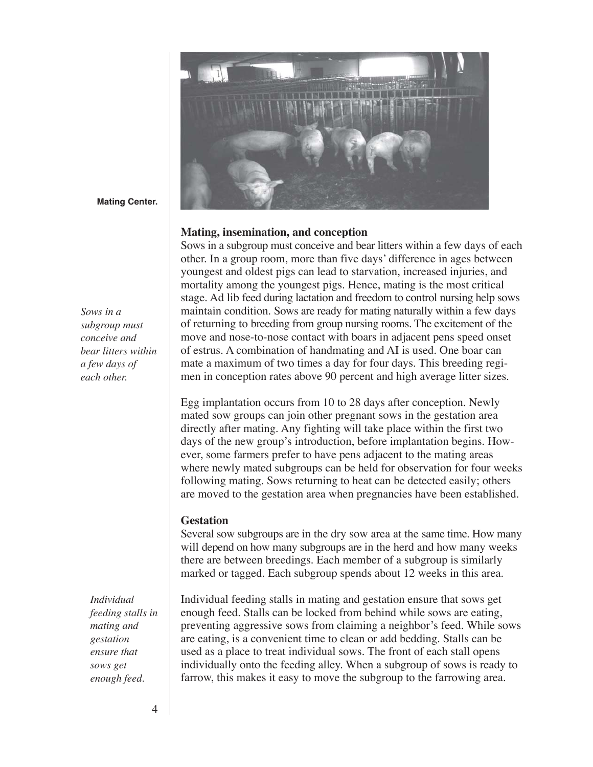Mating Center.

*Sows in a subgroup must conceive and bear litters within a few days of each other.*

### Mating, insemination, and conception

Sows in a subgroup must conceive and bear litters within a few days of each other. In a group room, more than five days' difference in ages between youngest and oldest pigs can lead to starvation, increased injuries, and mortality among the youngest pigs. Hence, mating is the most critical stage. Ad lib feed during lactation and freedom to control nursing help sows maintain condition. Sows are ready for mating naturally within a few days of returning to breeding from group nursing rooms. The excitement of the move and nose-to-nose contact with boars in adjacent pens speed onset of estrus. A combination of handmating and AI is used. One boar can mate a maximum of two times a day for four days. This breeding regimen in conception rates above 90 percent and high average litter sizes.

Egg implantation occurs from 10 to 28 days after conception. Newly mated sow groups can join other pregnant sows in the gestation area directly after mating. Any fighting will take place within the first two days of the new group's introduction, before implantation begins. However, some farmers prefer to have pens adjacent to the mating areas where newly mated subgroups can be held for observation for four weeks following mating. Sows returning to heat can be detected easily; others are moved to the gestation area when pregnancies have been established.

### Gestation

Several sow subgroups are in the dry sow area at the same time. How many will depend on how many subgroups are in the herd and how many weeks there are between breedings. Each member of a subgroup is similarly marked or tagged. Each subgroup spends about 12 weeks in this area.

*Individual feeding stalls in mating and gestation ensure that sows get enough feed.*

Individual feeding stalls in mating and gestation ensure that sows get enough feed. Stalls can be locked from behind while sows are eating, preventing aggressive sows from claiming a neighbor's feed. While sows are eating, is a convenient time to clean or add bedding. Stalls can be used as a place to treat individual sows. The front of each stall opens individually onto the feeding alley. When a subgroup of sows is ready to farrow, this makes it easy to move the subgroup to the farrowing area.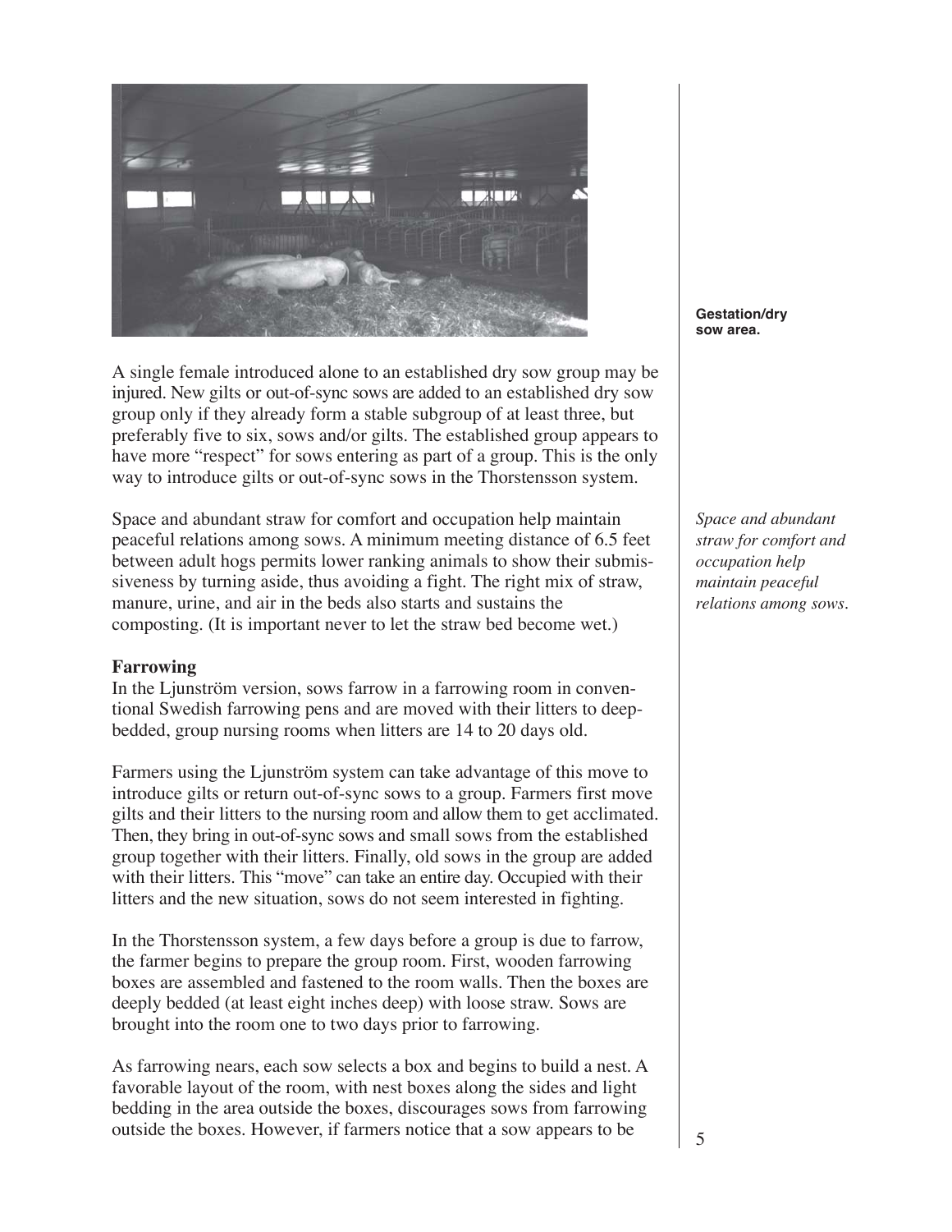**Gestation/dry sow area.**

A single female introduced alone to an established dry sow group may be injured. New gilts or out-of-sync sows are added to an established dry sow group only if they already form a stable subgroup of at least three, but preferably five to six, sows and/or gilts. The established group appears to have more "respect" for sows entering as part of a group. This is the only way to introduce gilts or out-of-sync sows in the Thorstensson system.

Space and abundant straw for comfort and occupation help maintain peaceful relations among sows. A minimum meeting distance of 6.5 feet between adult hogs permits lower ranking animals to show their submissiveness by turning aside, thus avoiding a fight. The right mix of straw, manure, urine, and air in the beds also starts and sustains the composting. (It is important never to let the straw bed become wet.)

*Space and abundant straw for comfort and occupation help maintain peaceful relations among sows.*

**Farrowing**

In the Ljunström version, sows farrow in a farrowing room in conventional Swedish farrowing pens and are moved with their litters to deep-bedded, group nursing rooms when litters are 14 to 20 days old.

Farmers using the Ljunström system can take advantage of this move to introduce gilts or return out-of-sync sows to a group. Farmers first move gilts and their litters to the nursing room and allow them to get acclimated. Then, they bring in out-of-sync sows and small sows from the established group together with their litters. Finally, old sows in the group are added with their litters. This "move" can take an entire day. Occupied with their litters and the new situation, sows do not seem interested in fighting.

In the Thorstensson system, a few days before a group is due to farrow, the farmer begins to prepare the group room. First, wooden farrowing boxes are assembled and fastened to the room walls. Then the boxes are deeply bedded (at least eight inches deep) with loose straw. Sows are brought into the room one to two days prior to farrowing.

As farrowing nears, each sow selects a box and begins to build a nest. A favorable layout of the room, with nest boxes along the sides and light bedding in the area outside the boxes, discourages sows from farrowing outside the boxes. However, if farmers notice that a sow appears to be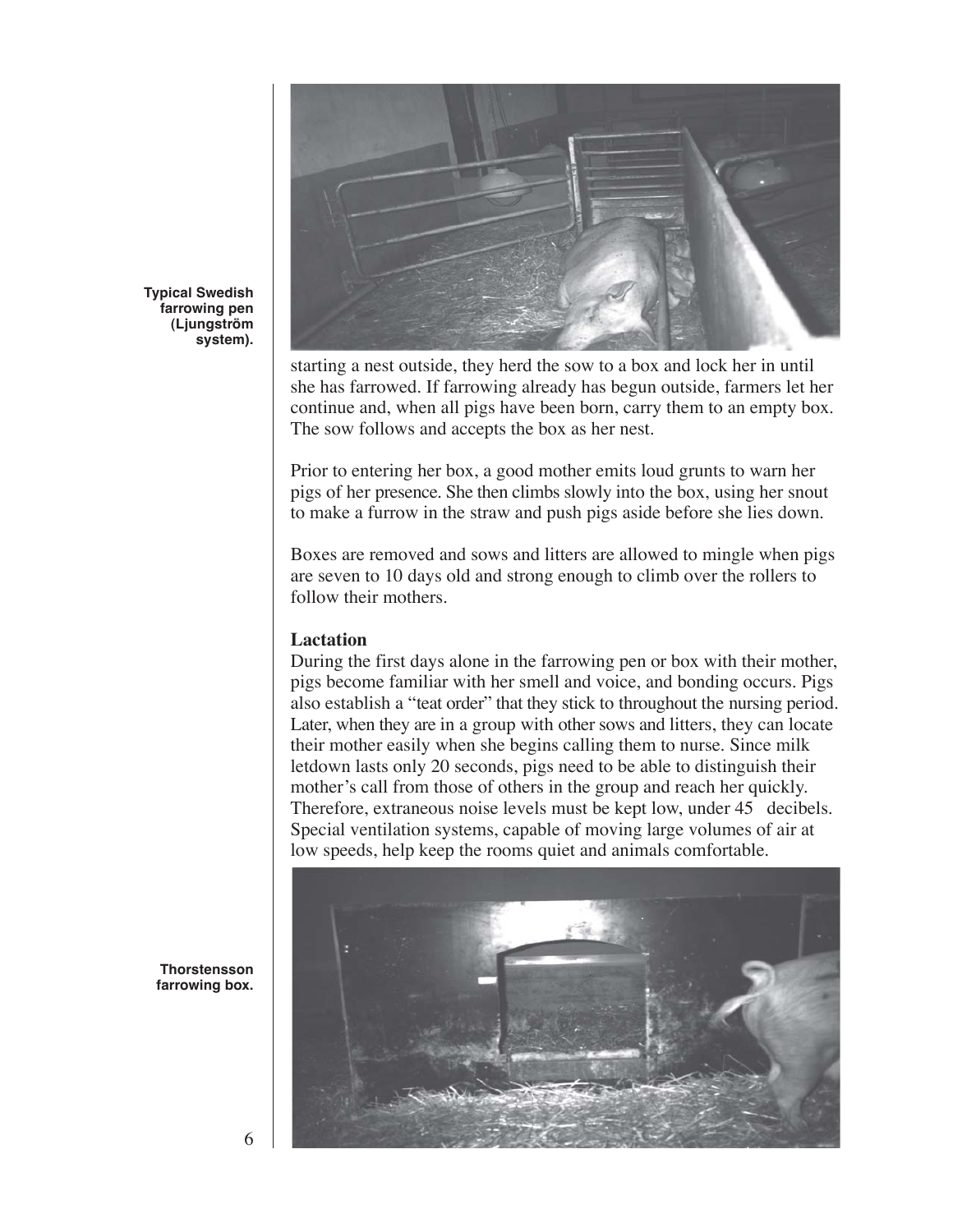Typical Swedish farrowing pen (Ljungström system).

starting a nest outside, they herd the sow to a box and lock her in until she has farrowed. If farrowing already has begun outside, farmers let her continue and, when all pigs have been born, carry them to an empty box. The sow follows and accepts the box as her nest.

Prior to entering her box, a good mother emits loud grunts to warn her pigs of her presence. She then climbs slowly into the box, using her snout to make a furrow in the straw and push pigs aside before she lies down.

Boxes are removed and sows and litters are allowed to mingle when pigs are seven to 10 days old and strong enough to climb over the rollers to follow their mothers.

### Lactation

During the first days alone in the farrowing pen or box with their mother, pigs become familiar with her smell and voice, and bonding occurs. Pigs also establish a "teat order" that they stick to throughout the nursing period. Later, when they are in a group with other sows and litters, they can locate their mother easily when she begins calling them to nurse. Since milk letdown lasts only 20 seconds, pigs need to be able to distinguish their mother's call from those of others in the group and reach her quickly. Therefore, extraneous noise levels must be kept low, under 45 decibels. Special ventilation systems, capable of moving large volumes of air at low speeds, help keep the rooms quiet and animals comfortable.

Thorstensson farrowing box.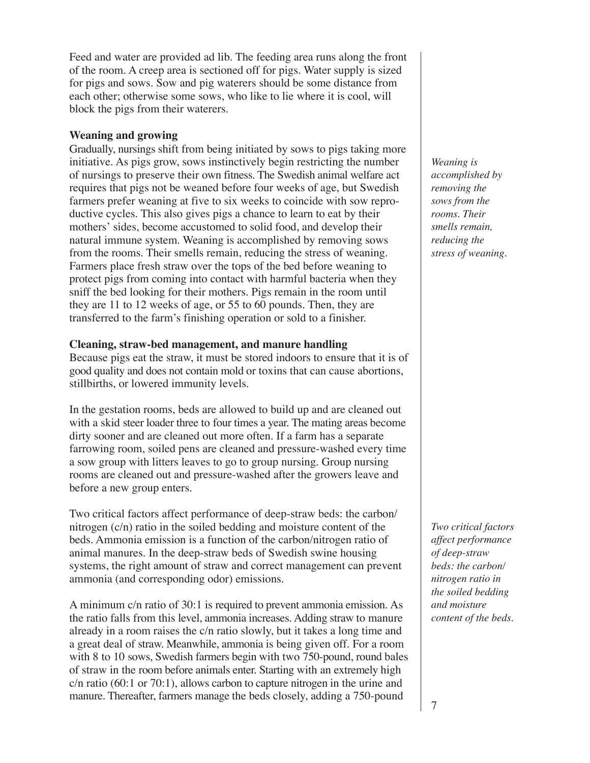Feed and water are provided ad lib. The feeding area runs along the front of the room. A creep area is sectioned off for pigs. Water supply is sized for pigs and sows. Sow and pig waterers should be some distance from each other; otherwise some sows, who like to lie where it is cool, will block the pigs from their waterers.

**Weaning and growing**

Gradually, nursings shift from being initiated by sows to pigs taking more initiative. As pigs grow, sows instinctively begin restricting the number of nursings to preserve their own fitness. The Swedish animal welfare act requires that pigs not be weaned before four weeks of age, but Swedish farmers prefer weaning at five to six weeks to coincide with sow reproductive cycles. This also gives pigs a chance to learn to eat by their mothers' sides, become accustomed to solid food, and develop their natural immune system. Weaning is accomplished by removing sows from the rooms. Their smells remain, reducing the stress of weaning. Farmers place fresh straw over the tops of the bed before weaning to protect pigs from coming into contact with harmful bacteria when they sniff the bed looking for their mothers. Pigs remain in the room until they are 11 to 12 weeks of age, or 55 to 60 pounds. Then, they are transferred to the farm's finishing operation or sold to a finisher.

*Weaning is accomplished by removing the sows from the rooms. Their smells remain, reducing the stress of weaning.*

**Cleaning, straw-bed management, and manure handling**

Because pigs eat the straw, it must be stored indoors to ensure that it is of good quality and does not contain mold or toxins that can cause abortions, stillbirths, or lowered immunity levels.

In the gestation rooms, beds are allowed to build up and are cleaned out with a skid steer loader three to four times a year. The mating areas become dirty sooner and are cleaned out more often. If a farm has a separate farrowing room, soiled pens are cleaned and pressure-washed every time a sow group with litters leaves to go to group nursing. Group nursing rooms are cleaned out and pressure-washed after the growers leave and before a new group enters.

Two critical factors affect performance of deep-straw beds: the carbon/nitrogen (c/n) ratio in the soiled bedding and moisture content of the beds. Ammonia emission is a function of the carbon/nitrogen ratio of animal manures. In the deep-straw beds of Swedish swine housing systems, the right amount of straw and correct management can prevent ammonia (and corresponding odor) emissions.

*Two critical factors affect performance of deep-straw beds: the carbon/nitrogen ratio in the soiled bedding and moisture content of the beds.*

A minimum c/n ratio of 30:1 is required to prevent ammonia emission. As the ratio falls from this level, ammonia increases. Adding straw to manure already in a room raises the c/n ratio slowly, but it takes a long time and a great deal of straw. Meanwhile, ammonia is being given off. For a room with 8 to 10 sows, Swedish farmers begin with two 750-pound, round bales of straw in the room before animals enter. Starting with an extremely high c/n ratio (60:1 or 70:1), allows carbon to capture nitrogen in the urine and manure. Thereafter, farmers manage the beds closely, adding a 750-pound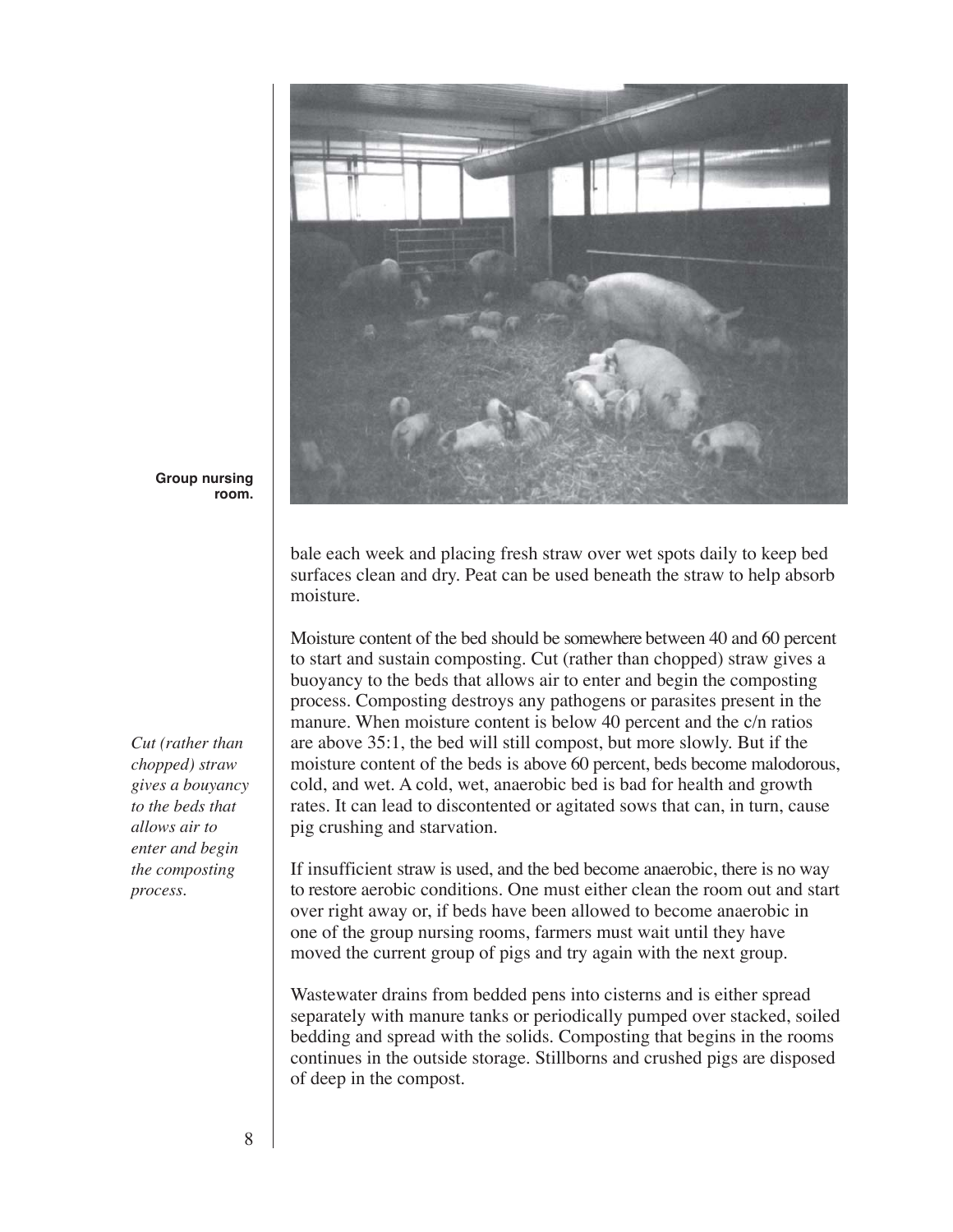**Group nursing room.**

bale each week and placing fresh straw over wet spots daily to keep bed surfaces clean and dry. Peat can be used beneath the straw to help absorb moisture.

Moisture content of the bed should be somewhere between 40 and 60 percent to start and sustain composting. Cut (rather than chopped) straw gives a buoyancy to the beds that allows air to enter and begin the composting process. Composting destroys any pathogens or parasites present in the manure. When moisture content is below 40 percent and the c/n ratios are above 35:1, the bed will still compost, but more slowly. But if the moisture content of the beds is above 60 percent, beds become malodorous, cold, and wet. A cold, wet, anaerobic bed is bad for health and growth rates. It can lead to discontented or agitated sows that can, in turn, cause pig crushing and starvation.

*Cut (rather than chopped) straw gives a bouyancy to the beds that allows air to enter and begin the composting process.*

If insufficient straw is used, and the bed become anaerobic, there is no way to restore aerobic conditions. One must either clean the room out and start over right away or, if beds have been allowed to become anaerobic in one of the group nursing rooms, farmers must wait until they have moved the current group of pigs and try again with the next group.

Wastewater drains from bedded pens into cisterns and is either spread separately with manure tanks or periodically pumped over stacked, soiled bedding and spread with the solids. Composting that begins in the rooms continues in the outside storage. Stillborns and crushed pigs are disposed of deep in the compost.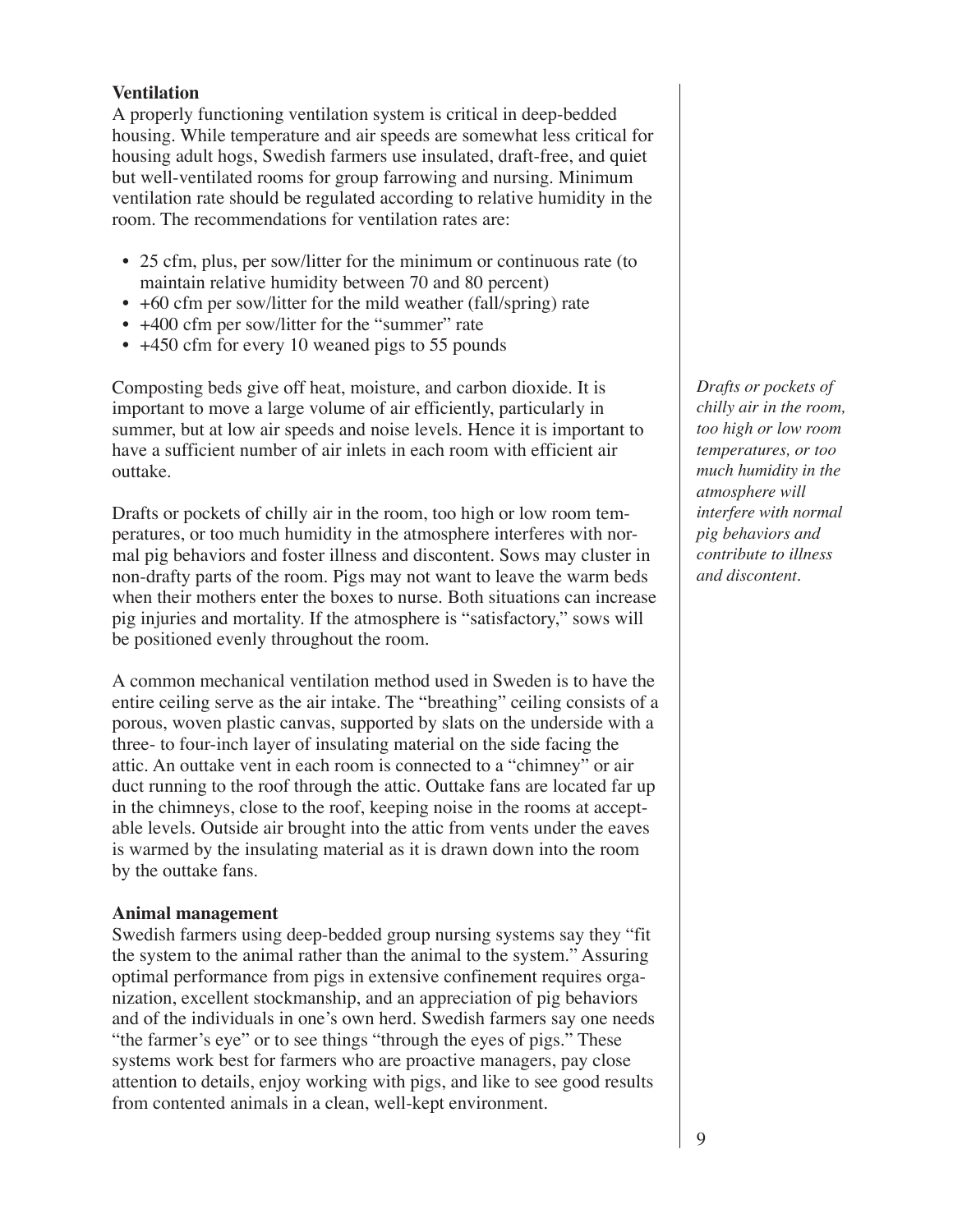### Ventilation

A properly functioning ventilation system is critical in deep-bedded housing. While temperature and air speeds are somewhat less critical for housing adult hogs, Swedish farmers use insulated, draft-free, and quiet but well-ventilated rooms for group farrowing and nursing. Minimum ventilation rate should be regulated according to relative humidity in the room. The recommendations for ventilation rates are:

- 25 cfm, plus, per sow/litter for the minimum or continuous rate (to maintain relative humidity between 70 and 80 percent)
- +60 cfm per sow/litter for the mild weather (fall/spring) rate
- +400 cfm per sow/litter for the "summer" rate
- +450 cfm for every 10 weaned pigs to 55 pounds

Composting beds give off heat, moisture, and carbon dioxide. It is important to move a large volume of air efficiently, particularly in summer, but at low air speeds and noise levels. Hence it is important to have a sufficient number of air inlets in each room with efficient air outtake.

*Drafts or pockets of chilly air in the room, too high or low room temperatures, or too much humidity in the atmosphere will interfere with normal pig behaviors and contribute to illness and discontent.*

Drafts or pockets of chilly air in the room, too high or low room temperatures, or too much humidity in the atmosphere interferes with normal pig behaviors and foster illness and discontent. Sows may cluster in non-drafty parts of the room. Pigs may not want to leave the warm beds when their mothers enter the boxes to nurse. Both situations can increase pig injuries and mortality. If the atmosphere is "satisfactory," sows will be positioned evenly throughout the room.

A common mechanical ventilation method used in Sweden is to have the entire ceiling serve as the air intake. The "breathing" ceiling consists of a porous, woven plastic canvas, supported by slats on the underside with a three- to four-inch layer of insulating material on the side facing the attic. An outtake vent in each room is connected to a "chimney" or air duct running to the roof through the attic. Outtake fans are located far up in the chimneys, close to the roof, keeping noise in the rooms at acceptable levels. Outside air brought into the attic from vents under the eaves is warmed by the insulating material as it is drawn down into the room by the outtake fans.

### Animal management

Swedish farmers using deep-bedded group nursing systems say they "fit the system to the animal rather than the animal to the system." Assuring optimal performance from pigs in extensive confinement requires organization, excellent stockmanship, and an appreciation of pig behaviors and of the individuals in one's own herd. Swedish farmers say one needs "the farmer's eye" or to see things "through the eyes of pigs." These systems work best for farmers who are proactive managers, pay close attention to details, enjoy working with pigs, and like to see good results from contented animals in a clean, well-kept environment.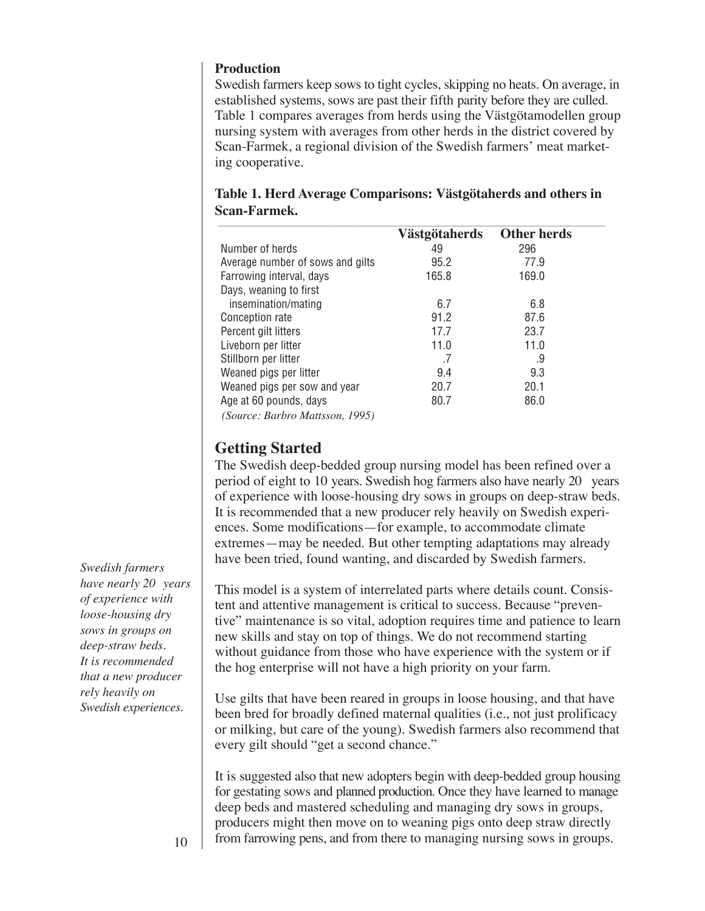### Production

Swedish farmers keep sows to tight cycles, skipping no heats. On average, in established systems, sows are past their fifth parity before they are culled. Table 1 compares averages from herds using the Västgötamodellen group nursing system with averages from other herds in the district covered by Scan-Farmek, a regional division of the Swedish farmers' meat marketing cooperative.

**Table 1. Herd Average Comparisons: Västgötaherds and others in Scan-Farmek.**

| | Västgötaherds | Other herds |
|---|---|---|
| Number of herds | 49 | 296 |
| Average number of sows and gilts | 95.2 | 77.9 |
| Farrowing interval, days | 165.8 | 169.0 |
| Days, weaning to first insemination/mating | 6.7 | 6.8 |
| Conception rate | 91.2 | 87.6 |
| Percent gilt litters | 17.7 | 23.7 |
| Liveborn per litter | 11.0 | 11.0 |
| Stillborn per litter | .7 | .9 |
| Weaned pigs per litter | 9.4 | 9.3 |
| Weaned pigs per sow and year | 20.7 | 20.1 |
| Age at 60 pounds, days | 80.7 | 86.0 |

*(Source: Barbro Mattsson, 1995)*

## Getting Started

The Swedish deep-bedded group nursing model has been refined over a period of eight to 10 years. Swedish hog farmers also have nearly 20 years of experience with loose-housing dry sows in groups on deep-straw beds. It is recommended that a new producer rely heavily on Swedish experiences. Some modifications—for example, to accommodate climate extremes—may be needed. But other tempting adaptations may already have been tried, found wanting, and discarded by Swedish farmers.

*Swedish farmers have nearly 20 years of experience with loose-housing dry sows in groups on deep-straw beds. It is recommended that a new producer rely heavily on Swedish experiences.*

This model is a system of interrelated parts where details count. Consistent and attentive management is critical to success. Because "preventive" maintenance is so vital, adoption requires time and patience to learn new skills and stay on top of things. We do not recommend starting without guidance from those who have experience with the system or if the hog enterprise will not have a high priority on your farm.

Use gilts that have been reared in groups in loose housing, and that have been bred for broadly defined maternal qualities (i.e., not just prolificacy or milking, but care of the young). Swedish farmers also recommend that every gilt should "get a second chance."

It is suggested also that new adopters begin with deep-bedded group housing for gestating sows and planned production. Once they have learned to manage deep beds and mastered scheduling and managing dry sows in groups, producers might then move on to weaning pigs onto deep straw directly from farrowing pens, and from there to managing nursing sows in groups.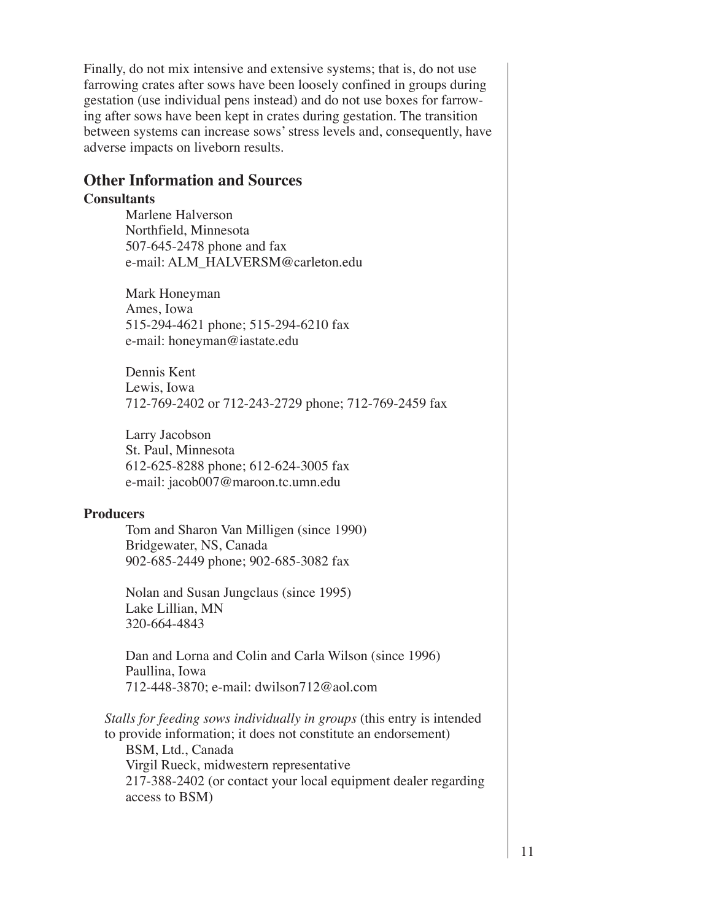Finally, do not mix intensive and extensive systems; that is, do not use farrowing crates after sows have been loosely confined in groups during gestation (use individual pens instead) and do not use boxes for farrowing after sows have been kept in crates during gestation. The transition between systems can increase sows' stress levels and, consequently, have adverse impacts on liveborn results.

## Other Information and Sources

### Consultants

Marlene Halverson
Northfield, Minnesota
507-645-2478 phone and fax
e-mail: ALM_HALVERSM@carleton.edu

Mark Honeyman
Ames, Iowa
515-294-4621 phone; 515-294-6210 fax
e-mail: honeyman@iastate.edu

Dennis Kent
Lewis, Iowa
712-769-2402 or 712-243-2729 phone; 712-769-2459 fax

Larry Jacobson
St. Paul, Minnesota
612-625-8288 phone; 612-624-3005 fax
e-mail: jacob007@maroon.tc.umn.edu

### Producers

Tom and Sharon Van Milligen (since 1990)
Bridgewater, NS, Canada
902-685-2449 phone; 902-685-3082 fax

Nolan and Susan Jungclaus (since 1995)
Lake Lillian, MN
320-664-4843

Dan and Lorna and Colin and Carla Wilson (since 1996)
Paullina, Iowa
712-448-3870; e-mail: dwilson712@aol.com

*Stalls for feeding sows individually in groups* (this entry is intended to provide information; it does not constitute an endorsement)
BSM, Ltd., Canada
Virgil Rueck, midwestern representative
217-388-2402 (or contact your local equipment dealer regarding access to BSM)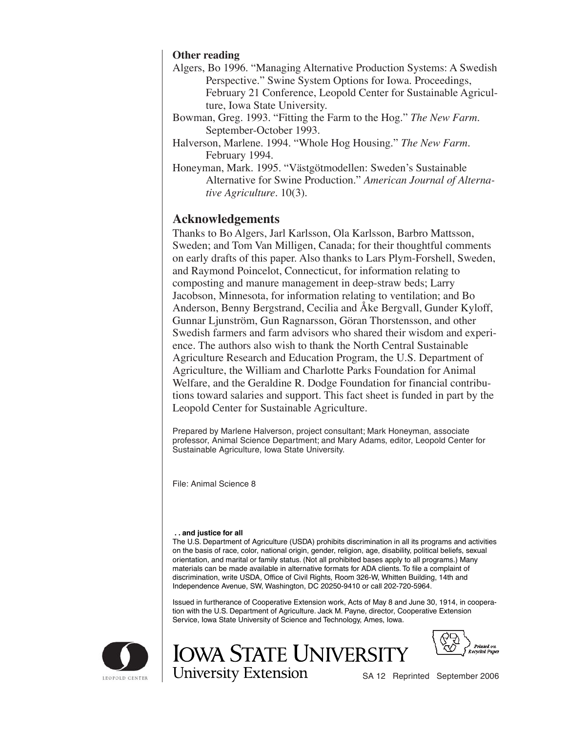**Other reading**

Algers, Bo 1996. "Managing Alternative Production Systems: A Swedish Perspective." Swine System Options for Iowa. Proceedings, February 21 Conference, Leopold Center for Sustainable Agriculture, Iowa State University.

Bowman, Greg. 1993. "Fitting the Farm to the Hog." *The New Farm*. September-October 1993.

Halverson, Marlene. 1994. "Whole Hog Housing." *The New Farm*. February 1994.

Honeyman, Mark. 1995. "Västgötmodellen: Sweden's Sustainable Alternative for Swine Production." *American Journal of Alternative Agriculture*. 10(3).

## Acknowledgements

Thanks to Bo Algers, Jarl Karlsson, Ola Karlsson, Barbro Mattsson, Sweden; and Tom Van Milligen, Canada; for their thoughtful comments on early drafts of this paper. Also thanks to Lars Plym-Forshell, Sweden, and Raymond Poincelot, Connecticut, for information relating to composting and manure management in deep-straw beds; Larry Jacobson, Minnesota, for information relating to ventilation; and Bo Anderson, Benny Bergstrand, Cecilia and Åke Bergvall, Gunder Kyloff, Gunnar Ljunström, Gun Ragnarsson, Göran Thorstensson, and other Swedish farmers and farm advisors who shared their wisdom and experience. The authors also wish to thank the North Central Sustainable Agriculture Research and Education Program, the U.S. Department of Agriculture, the William and Charlotte Parks Foundation for Animal Welfare, and the Geraldine R. Dodge Foundation for financial contributions toward salaries and support. This fact sheet is funded in part by the Leopold Center for Sustainable Agriculture.

Prepared by Marlene Halverson, project consultant; Mark Honeyman, associate professor, Animal Science Department; and Mary Adams, editor, Leopold Center for Sustainable Agriculture, Iowa State University.

File: Animal Science 8

**. . and justice for all**

The U.S. Department of Agriculture (USDA) prohibits discrimination in all its programs and activities on the basis of race, color, national origin, gender, religion, age, disability, political beliefs, sexual orientation, and marital or family status. (Not all prohibited bases apply to all programs.) Many materials can be made available in alternative formats for ADA clients. To file a complaint of discrimination, write USDA, Office of Civil Rights, Room 326-W, Whitten Building, 14th and Independence Avenue, SW, Washington, DC 20250-9410 or call 202-720-5964.

Issued in furtherance of Cooperative Extension work, Acts of May 8 and June 30, 1914, in cooperation with the U.S. Department of Agriculture. Jack M. Payne, director, Cooperative Extension Service, Iowa State University of Science and Technology, Ames, Iowa.

LEOPOLD CENTER

IOWA STATE UNIVERSITY
University Extension

Printed on Recycled Paper

SA 12 Reprinted September 2006